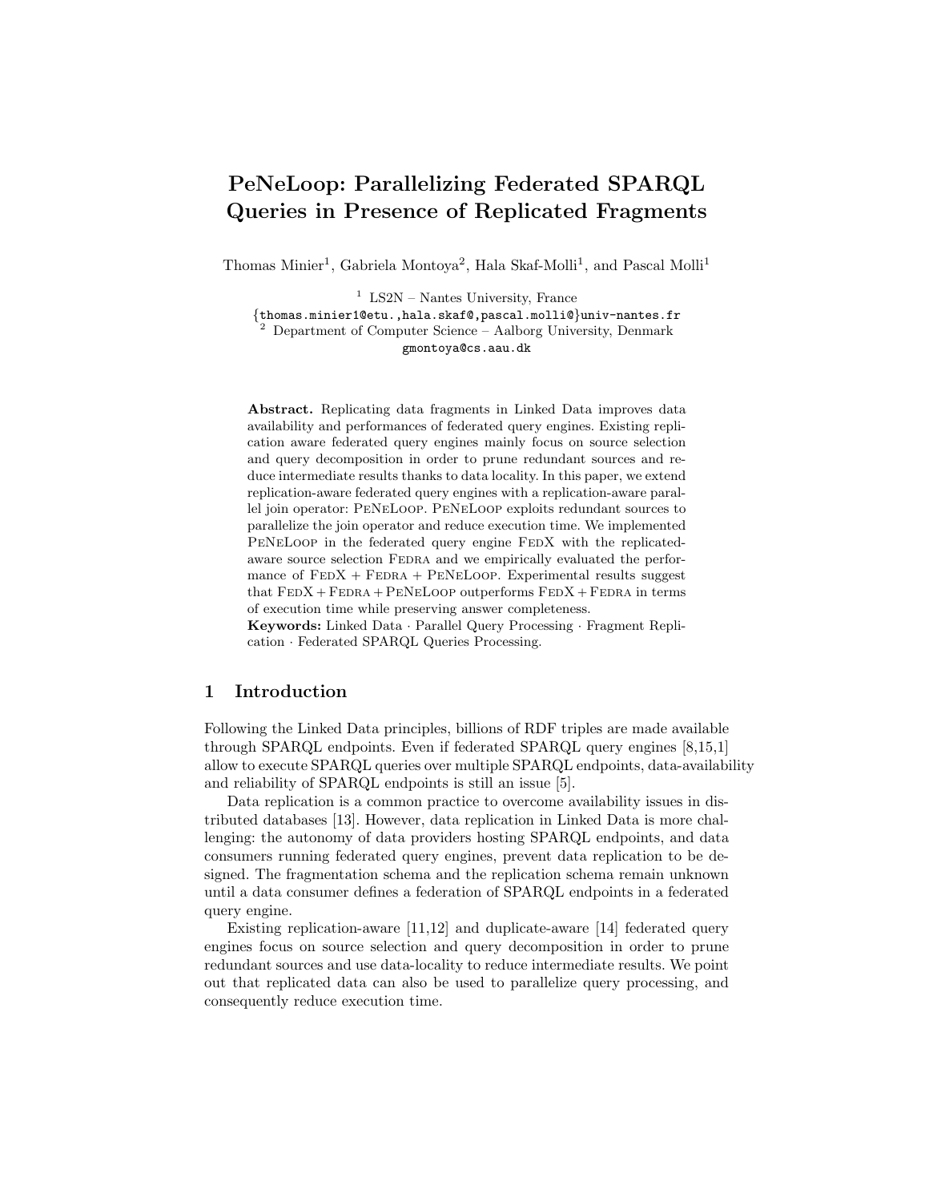# PeNeLoop: Parallelizing Federated SPARQL Queries in Presence of Replicated Fragments

Thomas Minier[1], Gabriela Montoya[2], Hala Skaf-Molli[1], and Pascal Molli[1]

[1] LS2N – Nantes University, France
{thomas.minier1@etu.,hala.skaf@,pascal.molli@}univ-nantes.fr
[2] Department of Computer Science – Aalborg University, Denmark
gmontoya@cs.aau.dk

**Abstract.** Replicating data fragments in Linked Data improves data availability and performances of federated query engines. Existing replication aware federated query engines mainly focus on source selection and query decomposition in order to prune redundant sources and reduce intermediate results thanks to data locality. In this paper, we extend replication-aware federated query engines with a replication-aware parallel join operator: PeNeLoop. PeNeLoop exploits redundant sources to parallelize the join operator and reduce execution time. We implemented PeNeLoop in the federated query engine FedX with the replicated-aware source selection Fedra and we empirically evaluated the performance of FedX + Fedra + PeNeLoop. Experimental results suggest that FedX + Fedra + PeNeLoop outperforms FedX + Fedra in terms of execution time while preserving answer completeness.

**Keywords:** Linked Data · Parallel Query Processing · Fragment Replication · Federated SPARQL Queries Processing.

## 1 Introduction

Following the Linked Data principles, billions of RDF triples are made available through SPARQL endpoints. Even if federated SPARQL query engines [8,15,1] allow to execute SPARQL queries over multiple SPARQL endpoints, data-availability and reliability of SPARQL endpoints is still an issue [5].

Data replication is a common practice to overcome availability issues in distributed databases [13]. However, data replication in Linked Data is more challenging: the autonomy of data providers hosting SPARQL endpoints, and data consumers running federated query engines, prevent data replication to be designed. The fragmentation schema and the replication schema remain unknown until a data consumer defines a federation of SPARQL endpoints in a federated query engine.

Existing replication-aware [11,12] and duplicate-aware [14] federated query engines focus on source selection and query decomposition in order to prune redundant sources and use data-locality to reduce intermediate results. We point out that replicated data can also be used to parallelize query processing, and consequently reduce execution time.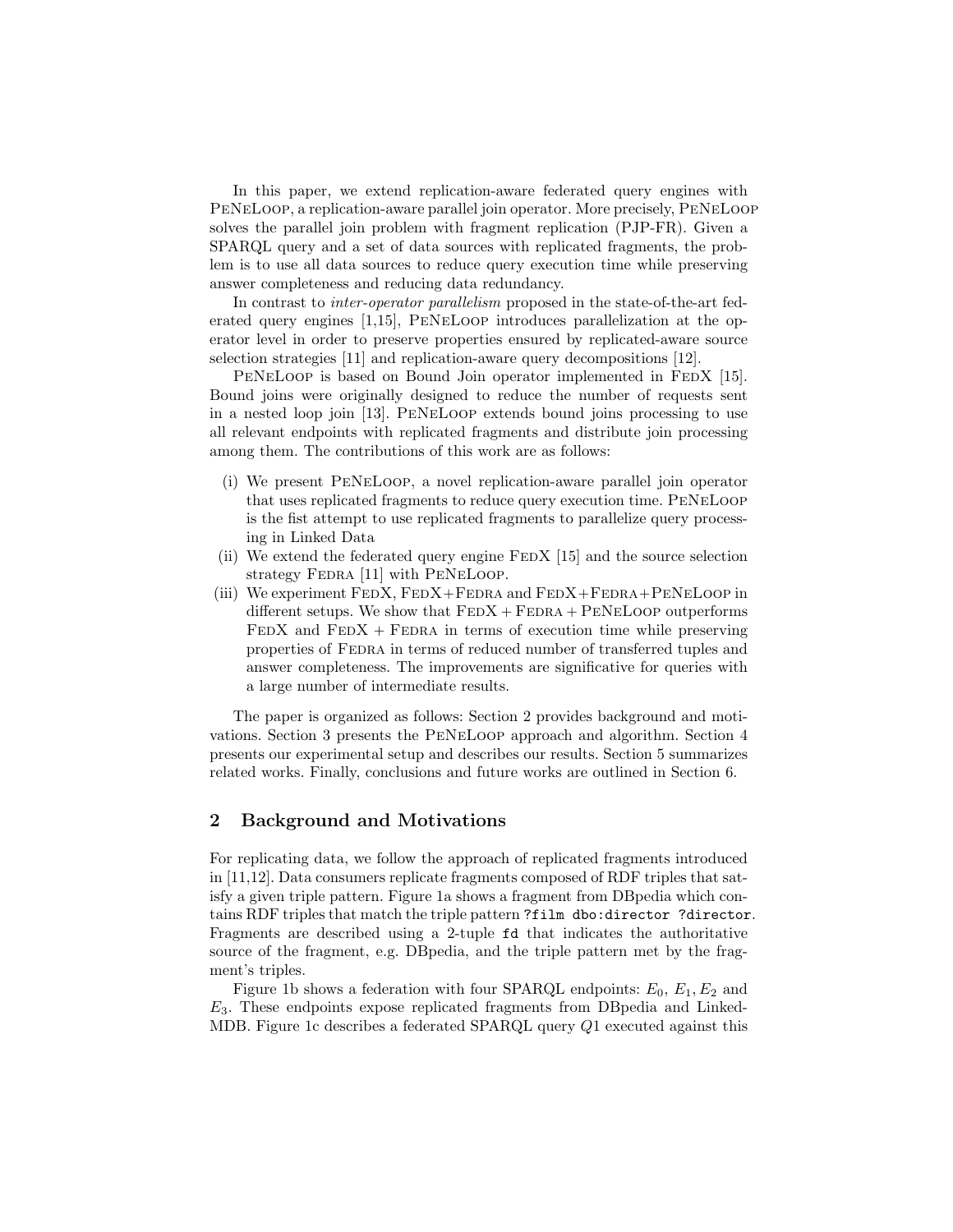In this paper, we extend replication-aware federated query engines with PeNeLoop, a replication-aware parallel join operator. More precisely, PeNeLoop solves the parallel join problem with fragment replication (PJP-FR). Given a SPARQL query and a set of data sources with replicated fragments, the problem is to use all data sources to reduce query execution time while preserving answer completeness and reducing data redundancy.

In contrast to *inter-operator parallelism* proposed in the state-of-the-art federated query engines [1,15], PeNeLoop introduces parallelization at the operator level in order to preserve properties ensured by replicated-aware source selection strategies [11] and replication-aware query decompositions [12].

PeNeLoop is based on Bound Join operator implemented in FedX [15]. Bound joins were originally designed to reduce the number of requests sent in a nested loop join [13]. PeNeLoop extends bound joins processing to use all relevant endpoints with replicated fragments and distribute join processing among them. The contributions of this work are as follows:

(i) We present PeNeLoop, a novel replication-aware parallel join operator that uses replicated fragments to reduce query execution time. PeNeLoop is the fist attempt to use replicated fragments to parallelize query processing in Linked Data
(ii) We extend the federated query engine FedX [15] and the source selection strategy Fedra [11] with PeNeLoop.
(iii) We experiment FedX, FedX+Fedra and FedX+Fedra+PeNeLoop in different setups. We show that FedX + Fedra + PeNeLoop outperforms FedX and FedX + Fedra in terms of execution time while preserving properties of Fedra in terms of reduced number of transferred tuples and answer completeness. The improvements are significative for queries with a large number of intermediate results.

The paper is organized as follows: Section 2 provides background and motivations. Section 3 presents the PeNeLoop approach and algorithm. Section 4 presents our experimental setup and describes our results. Section 5 summarizes related works. Finally, conclusions and future works are outlined in Section 6.

## 2 Background and Motivations

For replicating data, we follow the approach of replicated fragments introduced in [11,12]. Data consumers replicate fragments composed of RDF triples that satisfy a given triple pattern. Figure 1a shows a fragment from DBpedia which contains RDF triples that match the triple pattern `?film dbo:director ?director`. Fragments are described using a 2-tuple `fd` that indicates the authoritative source of the fragment, e.g. DBpedia, and the triple pattern met by the fragment's triples.

Figure 1b shows a federation with four SPARQL endpoints: $E_0$, $E_1, E_2$ and $E_3$. These endpoints expose replicated fragments from DBpedia and LinkedMDB. Figure 1c describes a federated SPARQL query $Q1$ executed against this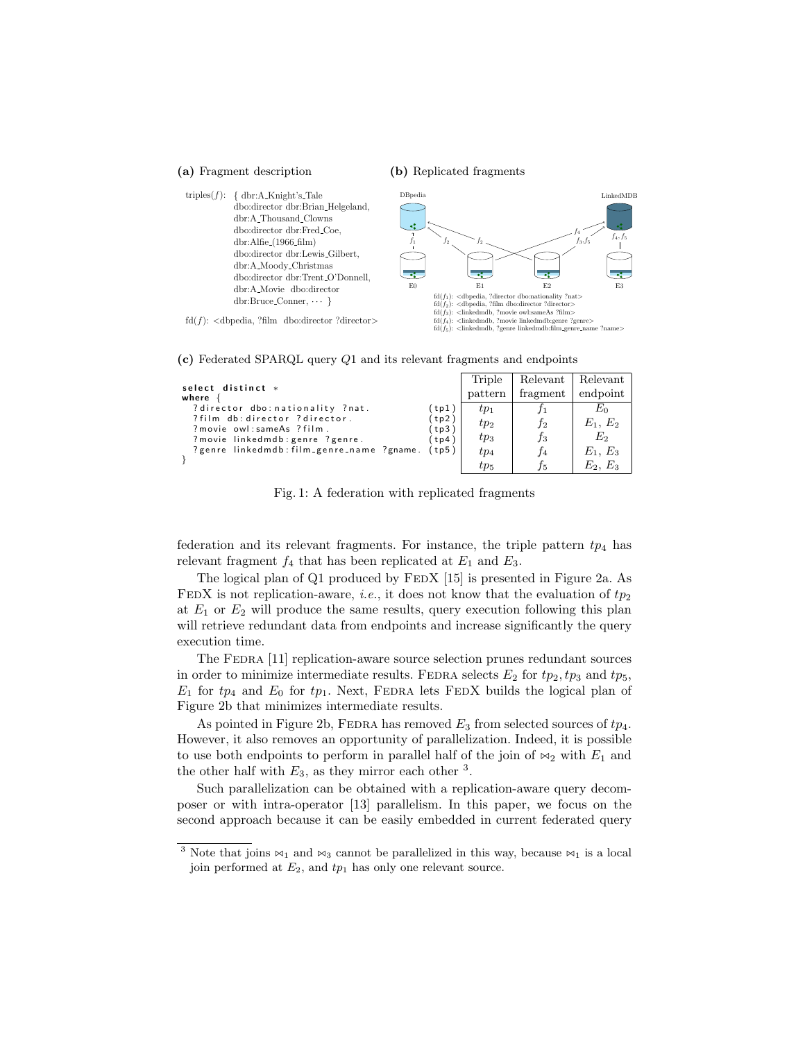**(a)** Fragment description

triples($f$): { dbr:A_Knight's_Tale dbo:director dbr:Brian_Helgeland, dbr:A_Thousand_Clowns dbo:director dbr:Fred_Coe, dbr:Alfie_(1966_film) dbo:director dbr:Lewis_Gilbert, dbr:A_Moody_Christmas dbo:director dbr:Trent_O'Donnell, dbr:A_Movie dbo:director dbr:Bruce_Conner, $\cdots$ }

fd($f$): <dbpedia, ?film dbo:director ?director>

**(b)** Replicated fragments

DBpedia — $f_1$ → E0; $f_2$ → E1, E2

LinkedMDB — $f_4$ → E1; $f_3, f_5$ → E2; $f_4, f_5$ → E3

fd($f_1$): <dbpedia, ?director dbo:nationality ?nat>
fd($f_2$): <dbpedia, ?film dbo:director ?director>
fd($f_3$): <linkedmdb, ?movie owl:sameAs ?film>
fd($f_4$): <linkedmdb, ?movie linkedmdb:genre ?genre>
fd($f_5$): <linkedmdb, ?genre linkedmdb:film_genre_name ?name>

**(c)** Federated SPARQL query $Q1$ and its relevant fragments and endpoints

```
select distinct *
where {
  ?director dbo:nationality ?nat.                 (tp1)
  ?film db:director ?director.                    (tp2)
  ?movie owl:sameAs ?film.                        (tp3)
  ?movie linkedmdb:genre ?genre.                  (tp4)
  ?genre linkedmdb:film_genre_name ?gname.        (tp5)
}
```

| Triple pattern | Relevant fragment | Relevant endpoint |
|---|---|---|
| $tp_1$ | $f_1$ | $E_0$ |
| $tp_2$ | $f_2$ | $E_1$, $E_2$ |
| $tp_3$ | $f_3$ | $E_2$ |
| $tp_4$ | $f_4$ | $E_1$, $E_3$ |
| $tp_5$ | $f_5$ | $E_2$, $E_3$ |

Fig. 1: A federation with replicated fragments

federation and its relevant fragments. For instance, the triple pattern $tp_4$ has relevant fragment $f_4$ that has been replicated at $E_1$ and $E_3$.

The logical plan of Q1 produced by FedX [15] is presented in Figure 2a. As FedX is not replication-aware, *i.e.*, it does not know that the evaluation of $tp_2$ at $E_1$ or $E_2$ will produce the same results, query execution following this plan will retrieve redundant data from endpoints and increase significantly the query execution time.

The Fedra [11] replication-aware source selection prunes redundant sources in order to minimize intermediate results. Fedra selects $E_2$ for $tp_2, tp_3$ and $tp_5$, $E_1$ for $tp_4$ and $E_0$ for $tp_1$. Next, Fedra lets FedX builds the logical plan of Figure 2b that minimizes intermediate results.

As pointed in Figure 2b, Fedra has removed $E_3$ from selected sources of $tp_4$. However, it also removes an opportunity of parallelization. Indeed, it is possible to use both endpoints to perform in parallel half of the join of $\bowtie_2$ with $E_1$ and the other half with $E_3$, as they mirror each other [3].

Such parallelization can be obtained with a replication-aware query decomposer or with intra-operator [13] parallelism. In this paper, we focus on the second approach because it can be easily embedded in current federated query

[3] Note that joins $\bowtie_1$ and $\bowtie_3$ cannot be parallelized in this way, because $\bowtie_1$ is a local join performed at $E_2$, and $tp_1$ has only one relevant source.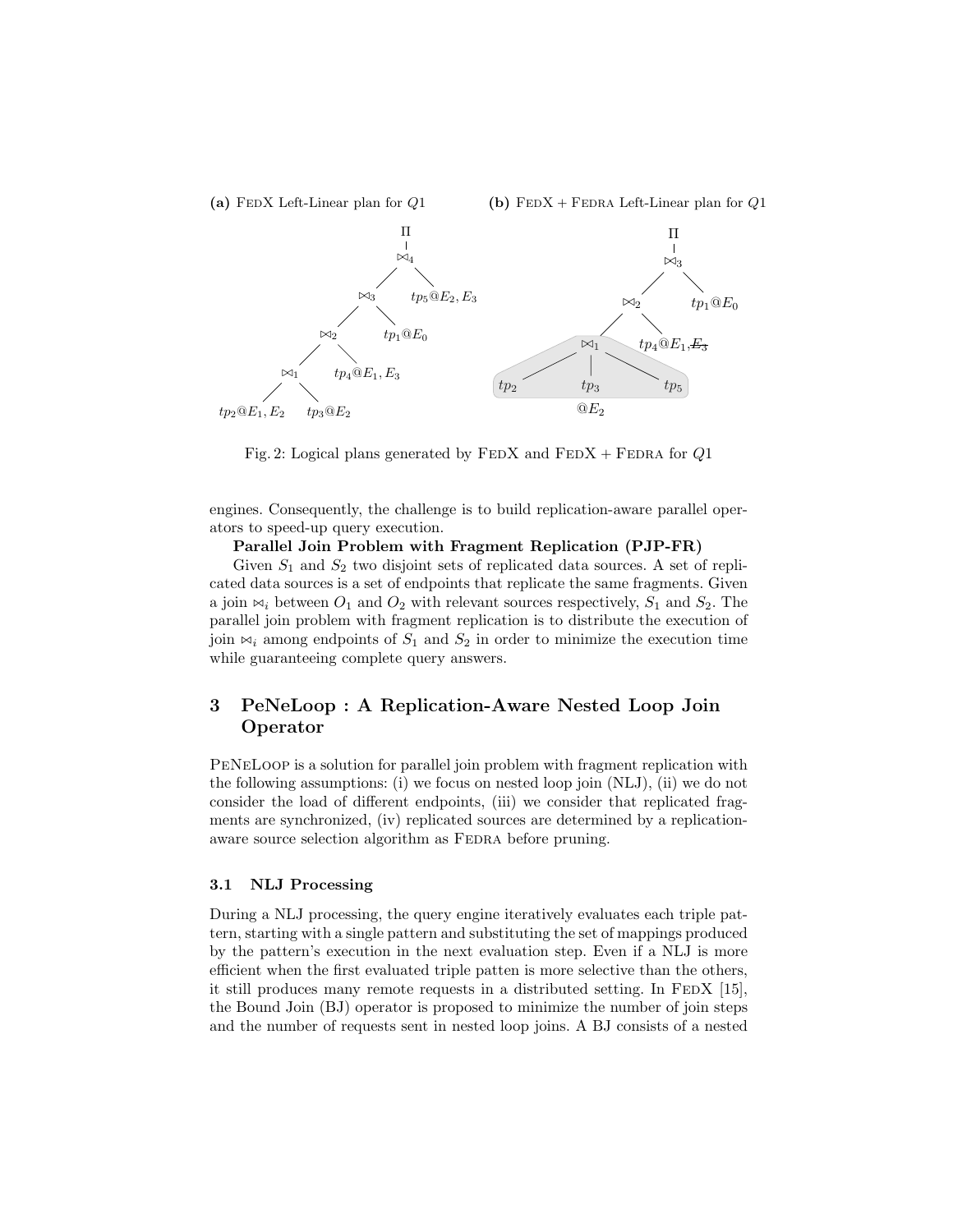(a) FedX Left-Linear plan for $Q1$

(b) FedX + Fedra Left-Linear plan for $Q1$

Fig. 2: Logical plans generated by FedX and FedX + Fedra for $Q1$

engines. Consequently, the challenge is to build replication-aware parallel operators to speed-up query execution.

**Parallel Join Problem with Fragment Replication (PJP-FR)**

Given $S_1$ and $S_2$ two disjoint sets of replicated data sources. A set of replicated data sources is a set of endpoints that replicate the same fragments. Given a join $\bowtie_i$ between $O_1$ and $O_2$ with relevant sources respectively, $S_1$ and $S_2$. The parallel join problem with fragment replication is to distribute the execution of join $\bowtie_i$ among endpoints of $S_1$ and $S_2$ in order to minimize the execution time while guaranteeing complete query answers.

## 3 PeNeLoop : A Replication-Aware Nested Loop Join Operator

PeNeLoop is a solution for parallel join problem with fragment replication with the following assumptions: (i) we focus on nested loop join (NLJ), (ii) we do not consider the load of different endpoints, (iii) we consider that replicated fragments are synchronized, (iv) replicated sources are determined by a replication-aware source selection algorithm as Fedra before pruning.

### 3.1 NLJ Processing

During a NLJ processing, the query engine iteratively evaluates each triple pattern, starting with a single pattern and substituting the set of mappings produced by the pattern's execution in the next evaluation step. Even if a NLJ is more efficient when the first evaluated triple patten is more selective than the others, it still produces many remote requests in a distributed setting. In FedX [15], the Bound Join (BJ) operator is proposed to minimize the number of join steps and the number of requests sent in nested loop joins. A BJ consists of a nested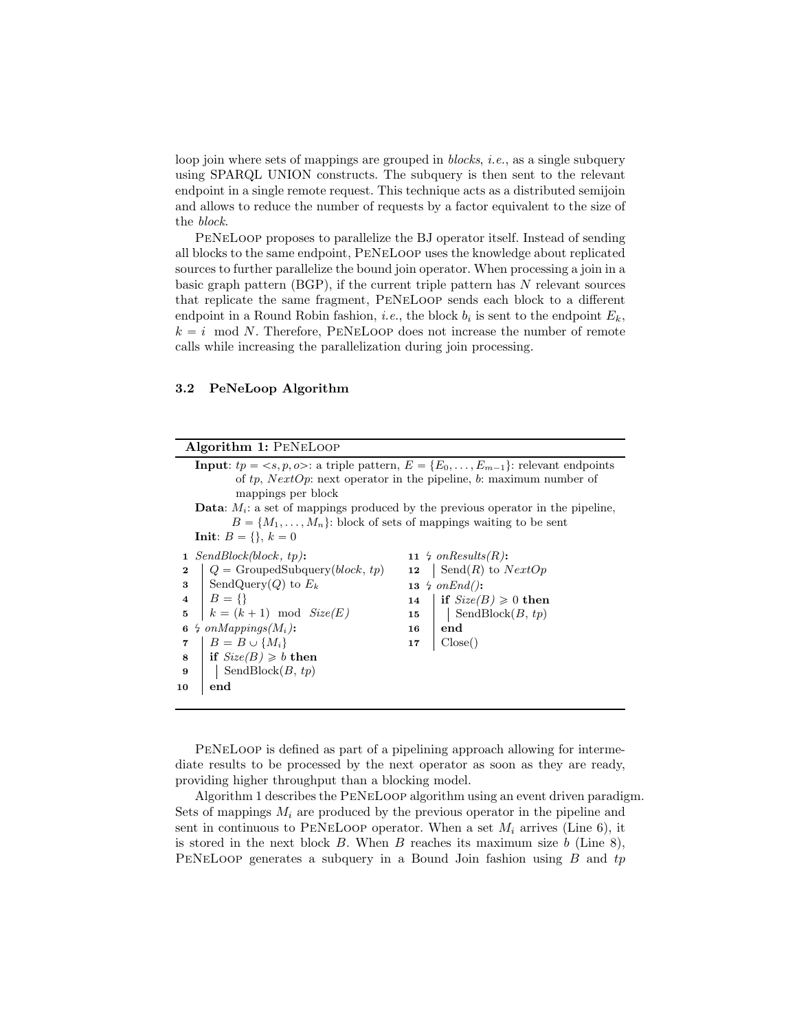loop join where sets of mappings are grouped in *blocks*, *i.e.*, as a single subquery using SPARQL UNION constructs. The subquery is then sent to the relevant endpoint in a single remote request. This technique acts as a distributed semijoin and allows to reduce the number of requests by a factor equivalent to the size of the *block*.

PeNeLoop proposes to parallelize the BJ operator itself. Instead of sending all blocks to the same endpoint, PeNeLoop uses the knowledge about replicated sources to further parallelize the bound join operator. When processing a join in a basic graph pattern (BGP), if the current triple pattern has $N$ relevant sources that replicate the same fragment, PeNeLoop sends each block to a different endpoint in a Round Robin fashion, *i.e.*, the block $b_i$ is sent to the endpoint $E_k$, $k = i \mod N$. Therefore, PeNeLoop does not increase the number of remote calls while increasing the parallelization during join processing.

### 3.2 PeNeLoop Algorithm

**Algorithm 1:** PeNeLoop

**Input**: $tp = <s, p, o>$: a triple pattern, $E = \{E_0, \ldots, E_{m-1}\}$: relevant endpoints of $tp$, $NextOp$: next operator in the pipeline, $b$: maximum number of mappings per block

**Data**: $M_i$: a set of mappings produced by the previous operator in the pipeline, $B = \{M_1, \ldots, M_n\}$: block of sets of mappings waiting to be sent

**Init**: $B = \{\}$, $k = 0$

```
1  SendBlock(block, tp):
2  |  Q = GroupedSubquery(block, tp)
3  |  SendQuery(Q) to E_k
4  |  B = {}
5  |  k = (k + 1) mod Size(E)
6  ⚡ onMappings(M_i):
7  |  B = B ∪ {M_i}
8  |  if Size(B) ⩾ b then
9  |  |  SendBlock(B, tp)
10 |  end
11 ⚡ onResults(R):
12 |  Send(R) to NextOp
13 ⚡ onEnd():
14 |  if Size(B) ⩾ 0 then
15 |  |  SendBlock(B, tp)
16 |  end
17 |  Close()
```

PeNeLoop is defined as part of a pipelining approach allowing for intermediate results to be processed by the next operator as soon as they are ready, providing higher throughput than a blocking model.

Algorithm 1 describes the PeNeLoop algorithm using an event driven paradigm. Sets of mappings $M_i$ are produced by the previous operator in the pipeline and sent in continuous to PeNeLoop operator. When a set $M_i$ arrives (Line 6), it is stored in the next block $B$. When $B$ reaches its maximum size $b$ (Line 8), PeNeLoop generates a subquery in a Bound Join fashion using $B$ and $tp$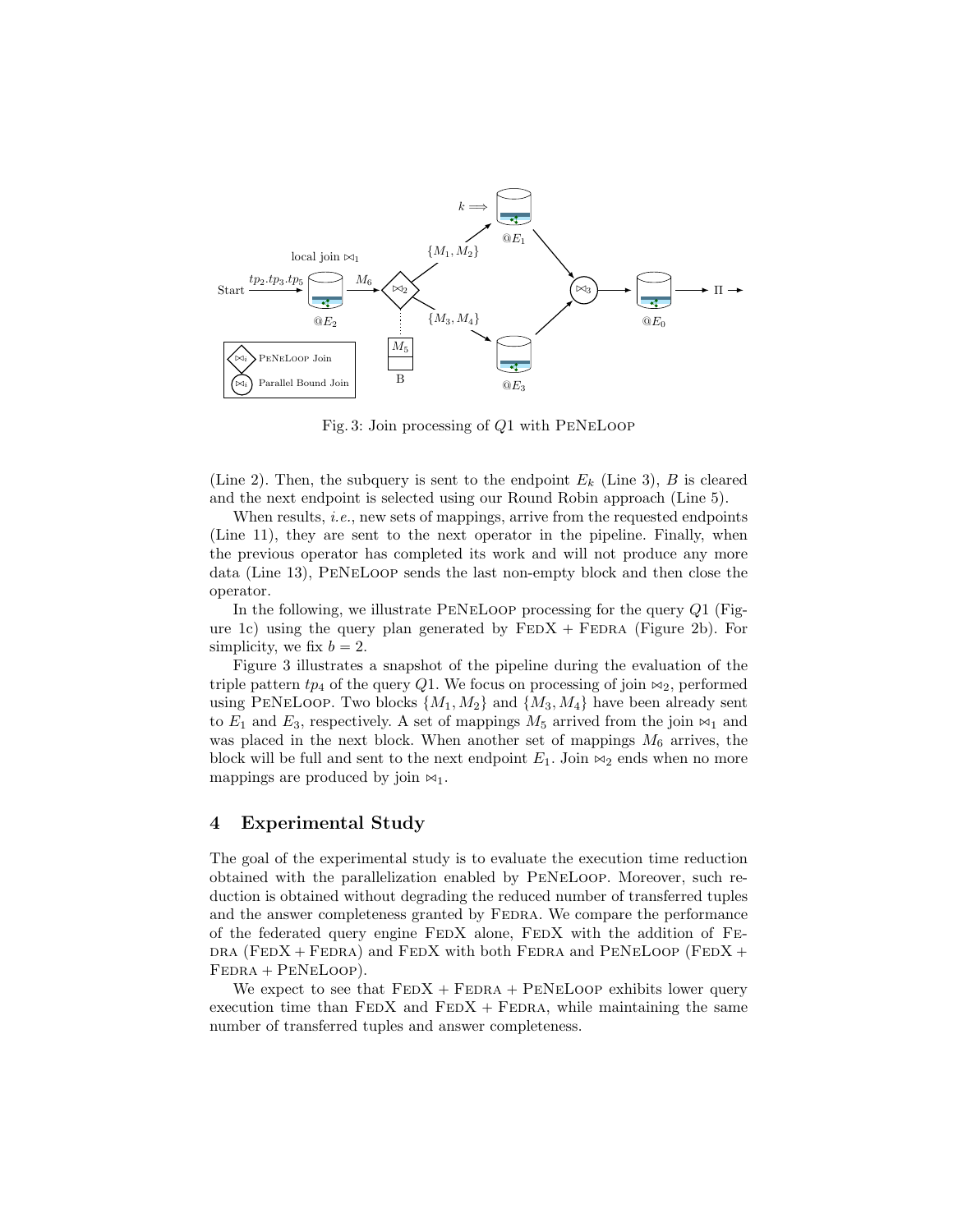Fig. 3: Join processing of $Q1$ with PeNeLoop

(Line 2). Then, the subquery is sent to the endpoint $E_k$ (Line 3), $B$ is cleared and the next endpoint is selected using our Round Robin approach (Line 5).

When results, *i.e.*, new sets of mappings, arrive from the requested endpoints (Line 11), they are sent to the next operator in the pipeline. Finally, when the previous operator has completed its work and will not produce any more data (Line 13), PeNeLoop sends the last non-empty block and then close the operator.

In the following, we illustrate PeNeLoop processing for the query $Q1$ (Figure 1c) using the query plan generated by FedX + Fedra (Figure 2b). For simplicity, we fix $b = 2$.

Figure 3 illustrates a snapshot of the pipeline during the evaluation of the triple pattern $tp_4$ of the query $Q1$. We focus on processing of join $\bowtie_2$, performed using PeNeLoop. Two blocks $\{M_1, M_2\}$ and $\{M_3, M_4\}$ have been already sent to $E_1$ and $E_3$, respectively. A set of mappings $M_5$ arrived from the join $\bowtie_1$ and was placed in the next block. When another set of mappings $M_6$ arrives, the block will be full and sent to the next endpoint $E_1$. Join $\bowtie_2$ ends when no more mappings are produced by join $\bowtie_1$.

## 4 Experimental Study

The goal of the experimental study is to evaluate the execution time reduction obtained with the parallelization enabled by PeNeLoop. Moreover, such reduction is obtained without degrading the reduced number of transferred tuples and the answer completeness granted by Fedra. We compare the performance of the federated query engine FedX alone, FedX with the addition of Fedra (FedX + Fedra) and FedX with both Fedra and PeNeLoop (FedX + Fedra + PeNeLoop).

We expect to see that FedX + Fedra + PeNeLoop exhibits lower query execution time than FedX and FedX + Fedra, while maintaining the same number of transferred tuples and answer completeness.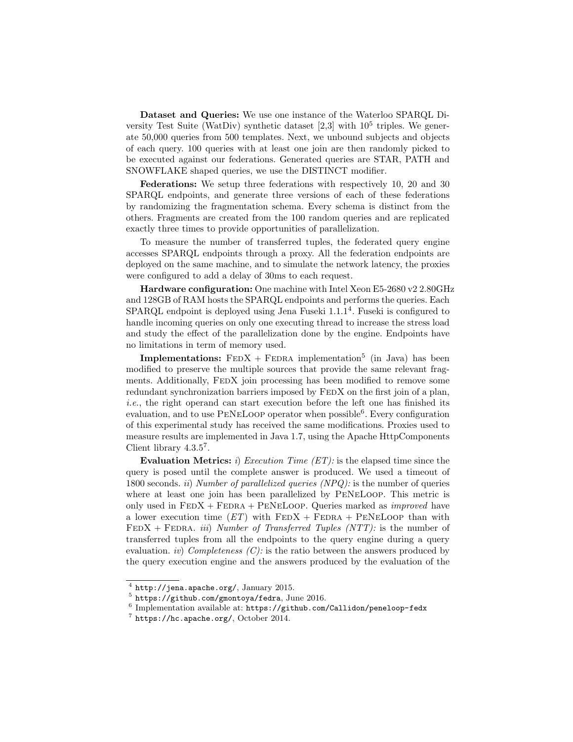**Dataset and Queries:** We use one instance of the Waterloo SPARQL Diversity Test Suite (WatDiv) synthetic dataset [2,3] with $10^5$ triples. We generate 50,000 queries from 500 templates. Next, we unbound subjects and objects of each query. 100 queries with at least one join are then randomly picked to be executed against our federations. Generated queries are STAR, PATH and SNOWFLAKE shaped queries, we use the DISTINCT modifier.

**Federations:** We setup three federations with respectively 10, 20 and 30 SPARQL endpoints, and generate three versions of each of these federations by randomizing the fragmentation schema. Every schema is distinct from the others. Fragments are created from the 100 random queries and are replicated exactly three times to provide opportunities of parallelization.

To measure the number of transferred tuples, the federated query engine accesses SPARQL endpoints through a proxy. All the federation endpoints are deployed on the same machine, and to simulate the network latency, the proxies were configured to add a delay of 30ms to each request.

**Hardware configuration:** One machine with Intel Xeon E5-2680 v2 2.80GHz and 128GB of RAM hosts the SPARQL endpoints and performs the queries. Each SPARQL endpoint is deployed using Jena Fuseki 1.1.1[4]. Fuseki is configured to handle incoming queries on only one executing thread to increase the stress load and study the effect of the parallelization done by the engine. Endpoints have no limitations in term of memory used.

**Implementations:** FedX + Fedra implementation[5] (in Java) has been modified to preserve the multiple sources that provide the same relevant fragments. Additionally, FedX join processing has been modified to remove some redundant synchronization barriers imposed by FedX on the first join of a plan, *i.e.*, the right operand can start execution before the left one has finished its evaluation, and to use PeNeLoop operator when possible[6]. Every configuration of this experimental study has received the same modifications. Proxies used to measure results are implemented in Java 1.7, using the Apache HttpComponents Client library 4.3.5[7].

**Evaluation Metrics:** *i*) *Execution Time (ET):* is the elapsed time since the query is posed until the complete answer is produced. We used a timeout of 1800 seconds. *ii*) *Number of parallelized queries (NPQ):* is the number of queries where at least one join has been parallelized by PeNeLoop. This metric is only used in FedX + Fedra + PeNeLoop. Queries marked as *improved* have a lower execution time ($ET$) with FedX + Fedra + PeNeLoop than with FedX + Fedra. *iii*) *Number of Transferred Tuples (NTT):* is the number of transferred tuples from all the endpoints to the query engine during a query evaluation. *iv*) *Completeness (C):* is the ratio between the answers produced by the query execution engine and the answers produced by the evaluation of the

[4] http://jena.apache.org/, January 2015.

[5] https://github.com/gmontoya/fedra, June 2016.

[6] Implementation available at: https://github.com/Callidon/peneloop-fedx

[7] https://hc.apache.org/, October 2014.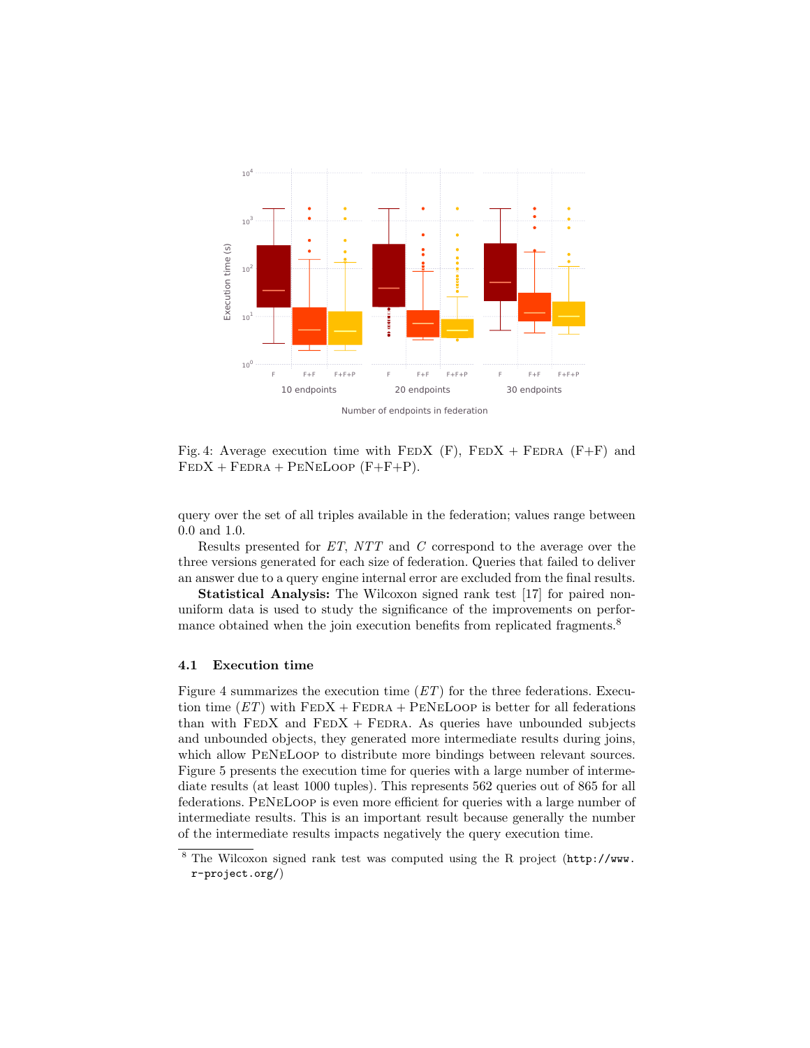Fig. 4: Average execution time with FedX (F), FedX + Fedra (F+F) and FedX + Fedra + PeNeLoop (F+F+P).

query over the set of all triples available in the federation; values range between 0.0 and 1.0.

Results presented for *ET*, *NTT* and *C* correspond to the average over the three versions generated for each size of federation. Queries that failed to deliver an answer due to a query engine internal error are excluded from the final results.

**Statistical Analysis:** The Wilcoxon signed rank test [17] for paired non-uniform data is used to study the significance of the improvements on performance obtained when the join execution benefits from replicated fragments.[8]

### 4.1 Execution time

Figure 4 summarizes the execution time (*ET*) for the three federations. Execution time (*ET*) with FedX + Fedra + PeNeLoop is better for all federations than with FedX and FedX + Fedra. As queries have unbounded subjects and unbounded objects, they generated more intermediate results during joins, which allow PeNeLoop to distribute more bindings between relevant sources. Figure 5 presents the execution time for queries with a large number of intermediate results (at least 1000 tuples). This represents 562 queries out of 865 for all federations. PeNeLoop is even more efficient for queries with a large number of intermediate results. This is an important result because generally the number of the intermediate results impacts negatively the query execution time.

[8] The Wilcoxon signed rank test was computed using the R project (`http://www.r-project.org/`)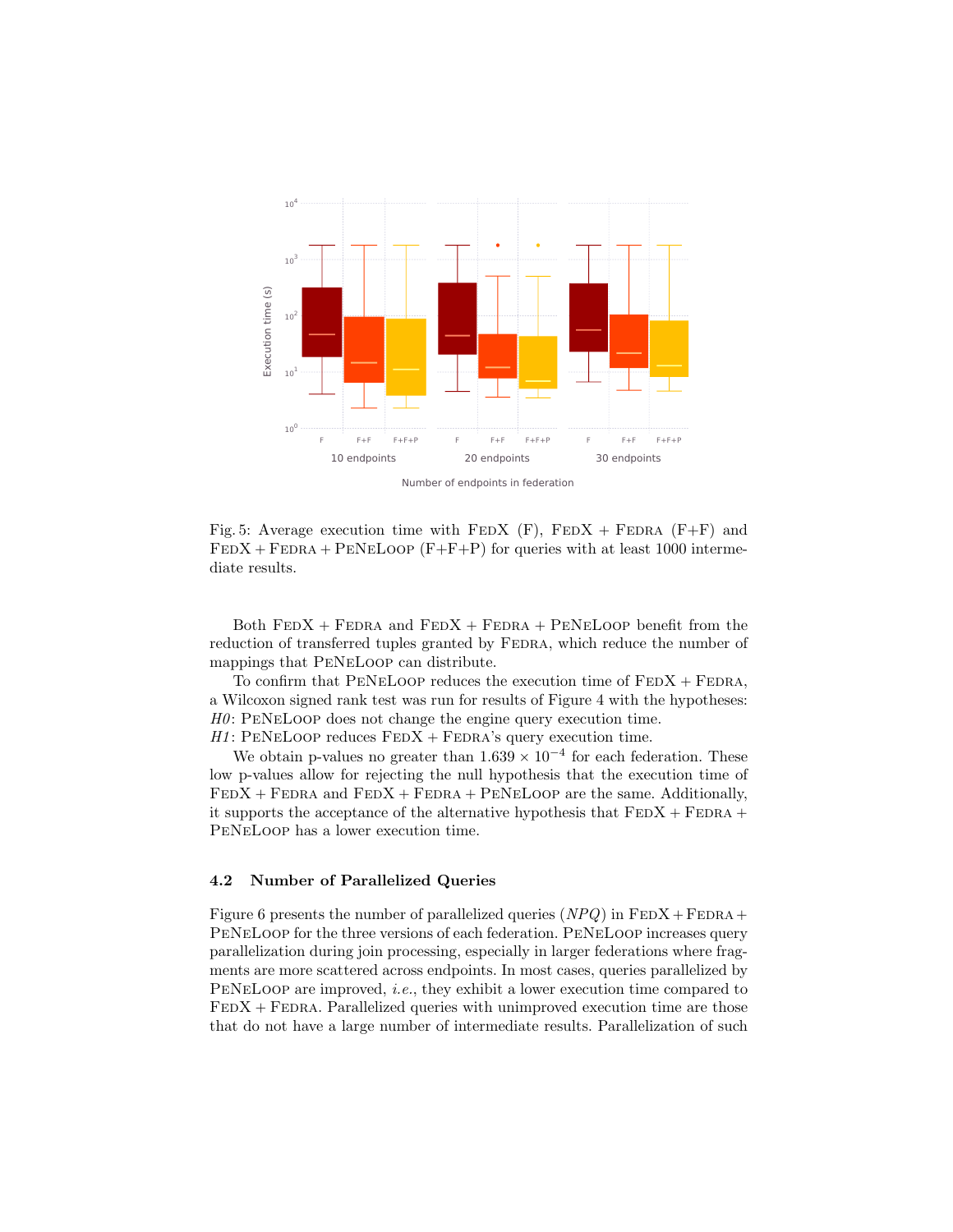Fig. 5: Average execution time with FedX (F), FedX + Fedra (F+F) and FedX + Fedra + PeNeLoop (F+F+P) for queries with at least 1000 intermediate results.

Both FedX + Fedra and FedX + Fedra + PeNeLoop benefit from the reduction of transferred tuples granted by Fedra, which reduce the number of mappings that PeNeLoop can distribute.

To confirm that PeNeLoop reduces the execution time of FedX + Fedra, a Wilcoxon signed rank test was run for results of Figure 4 with the hypotheses:
*H0*: PeNeLoop does not change the engine query execution time.
*H1*: PeNeLoop reduces FedX + Fedra's query execution time.

We obtain p-values no greater than $1.639 \times 10^{-4}$ for each federation. These low p-values allow for rejecting the null hypothesis that the execution time of FedX + Fedra and FedX + Fedra + PeNeLoop are the same. Additionally, it supports the acceptance of the alternative hypothesis that FedX + Fedra + PeNeLoop has a lower execution time.

### 4.2 Number of Parallelized Queries

Figure 6 presents the number of parallelized queries (*NPQ*) in FedX + Fedra + PeNeLoop for the three versions of each federation. PeNeLoop increases query parallelization during join processing, especially in larger federations where fragments are more scattered across endpoints. In most cases, queries parallelized by PeNeLoop are improved, *i.e.*, they exhibit a lower execution time compared to FedX + Fedra. Parallelized queries with unimproved execution time are those that do not have a large number of intermediate results. Parallelization of such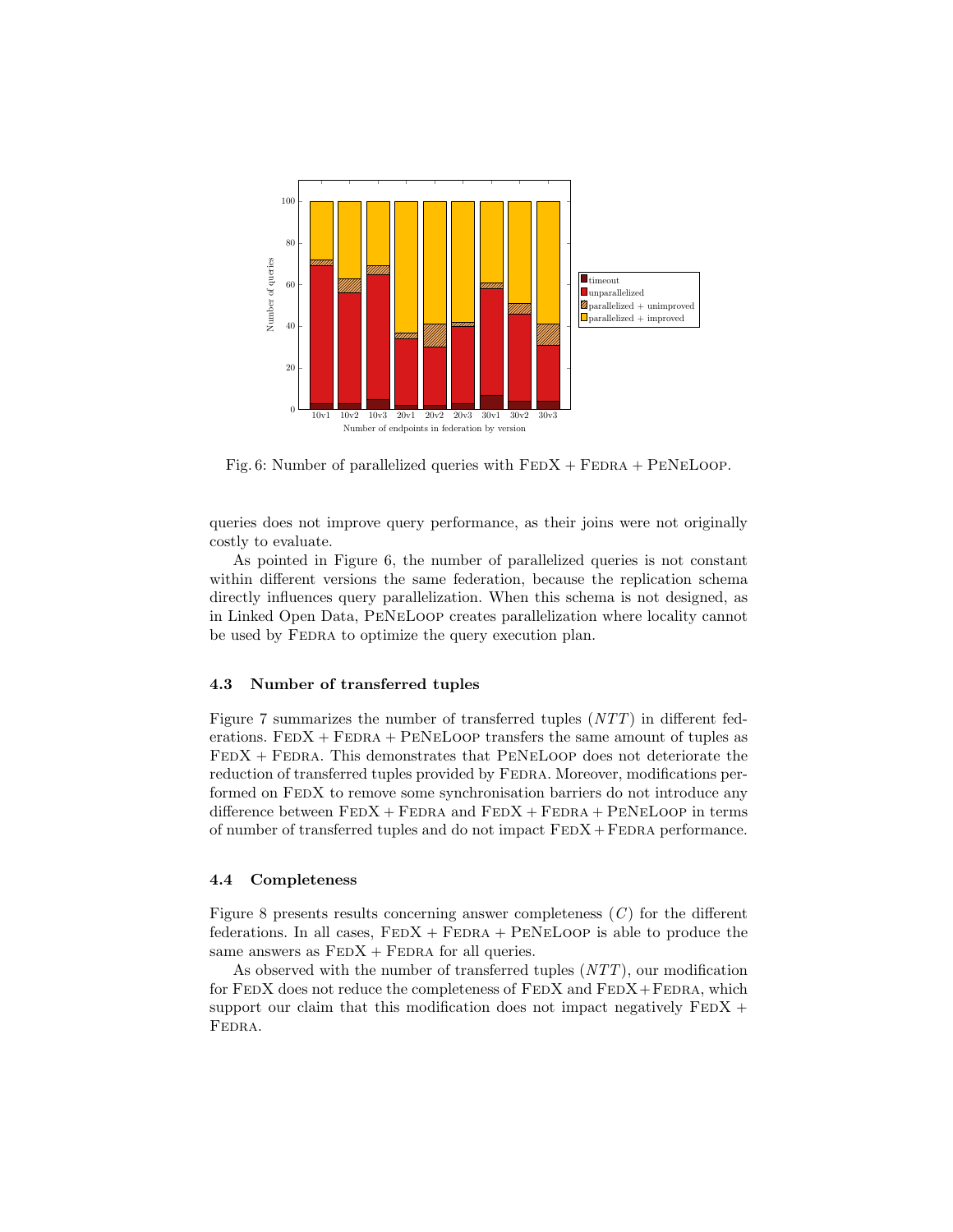Fig. 6: Number of parallelized queries with FedX + Fedra + PeNeLoop.

queries does not improve query performance, as their joins were not originally costly to evaluate.

As pointed in Figure 6, the number of parallelized queries is not constant within different versions the same federation, because the replication schema directly influences query parallelization. When this schema is not designed, as in Linked Open Data, PeNeLoop creates parallelization where locality cannot be used by Fedra to optimize the query execution plan.

### 4.3 Number of transferred tuples

Figure 7 summarizes the number of transferred tuples ($NTT$) in different federations. FedX + Fedra + PeNeLoop transfers the same amount of tuples as FedX + Fedra. This demonstrates that PeNeLoop does not deteriorate the reduction of transferred tuples provided by Fedra. Moreover, modifications performed on FedX to remove some synchronisation barriers do not introduce any difference between FedX + Fedra and FedX + Fedra + PeNeLoop in terms of number of transferred tuples and do not impact FedX + Fedra performance.

### 4.4 Completeness

Figure 8 presents results concerning answer completeness ($C$) for the different federations. In all cases, FedX + Fedra + PeNeLoop is able to produce the same answers as FedX + Fedra for all queries.

As observed with the number of transferred tuples ($NTT$), our modification for FedX does not reduce the completeness of FedX and FedX + Fedra, which support our claim that this modification does not impact negatively FedX + Fedra.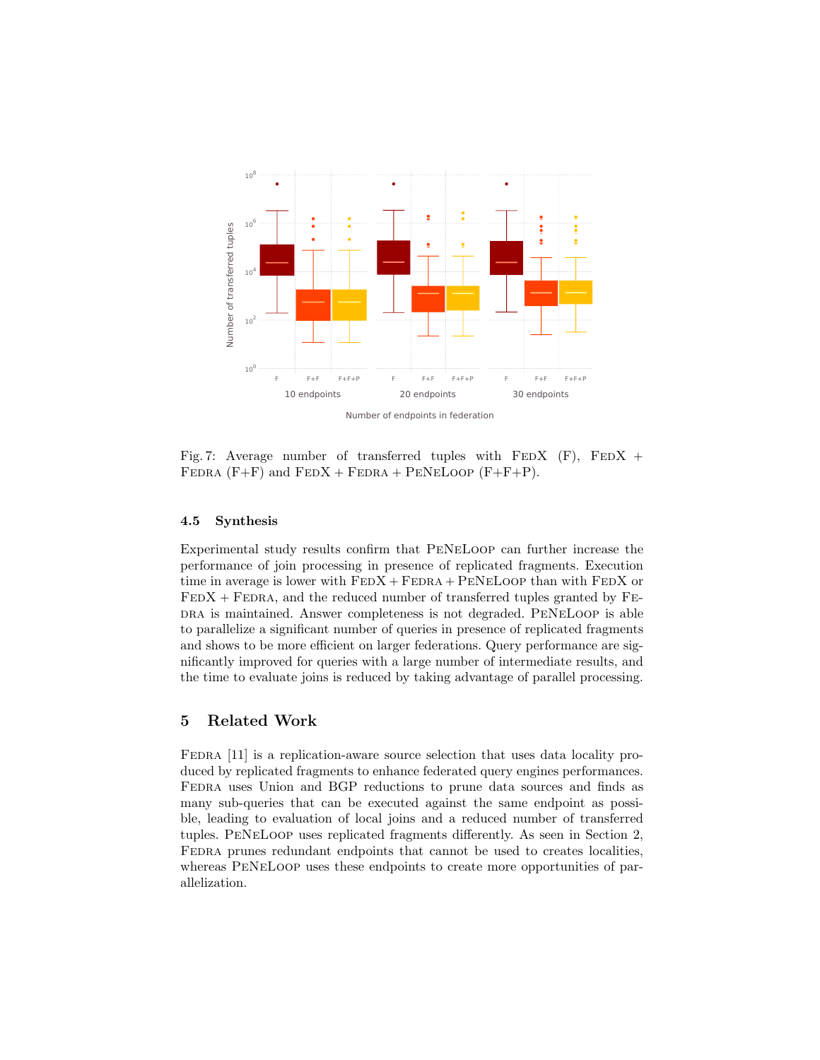Fig. 7: Average number of transferred tuples with FedX (F), FedX + Fedra (F+F) and FedX + Fedra + PeNeLoop (F+F+P).

### 4.5 Synthesis

Experimental study results confirm that PeNeLoop can further increase the performance of join processing in presence of replicated fragments. Execution time in average is lower with FedX + Fedra + PeNeLoop than with FedX or FedX + Fedra, and the reduced number of transferred tuples granted by Fedra is maintained. Answer completeness is not degraded. PeNeLoop is able to parallelize a significant number of queries in presence of replicated fragments and shows to be more efficient on larger federations. Query performance are significantly improved for queries with a large number of intermediate results, and the time to evaluate joins is reduced by taking advantage of parallel processing.

## 5 Related Work

Fedra [11] is a replication-aware source selection that uses data locality produced by replicated fragments to enhance federated query engines performances. Fedra uses Union and BGP reductions to prune data sources and finds as many sub-queries that can be executed against the same endpoint as possible, leading to evaluation of local joins and a reduced number of transferred tuples. PeNeLoop uses replicated fragments differently. As seen in Section 2, Fedra prunes redundant endpoints that cannot be used to creates localities, whereas PeNeLoop uses these endpoints to create more opportunities of parallelization.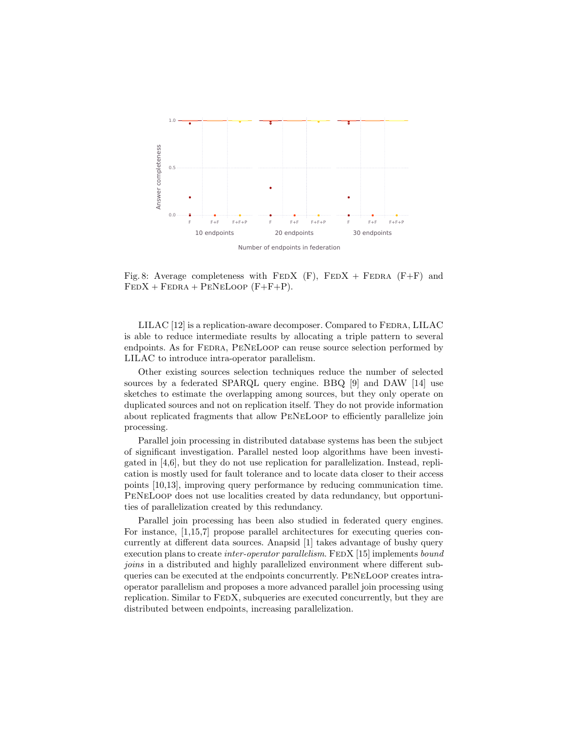Fig. 8: Average completeness with FEDX (F), FEDX + FEDRA (F+F) and FEDX + FEDRA + PENELOOP (F+F+P).

LILAC [12] is a replication-aware decomposer. Compared to FEDRA, LILAC is able to reduce intermediate results by allocating a triple pattern to several endpoints. As for FEDRA, PENELOOP can reuse source selection performed by LILAC to introduce intra-operator parallelism.

Other existing sources selection techniques reduce the number of selected sources by a federated SPARQL query engine. BBQ [9] and DAW [14] use sketches to estimate the overlapping among sources, but they only operate on duplicated sources and not on replication itself. They do not provide information about replicated fragments that allow PENELOOP to efficiently parallelize join processing.

Parallel join processing in distributed database systems has been the subject of significant investigation. Parallel nested loop algorithms have been investigated in [4,6], but they do not use replication for parallelization. Instead, replication is mostly used for fault tolerance and to locate data closer to their access points [10,13], improving query performance by reducing communication time. PENELOOP does not use localities created by data redundancy, but opportunities of parallelization created by this redundancy.

Parallel join processing has been also studied in federated query engines. For instance, [1,15,7] propose parallel architectures for executing queries concurrently at different data sources. Anapsid [1] takes advantage of bushy query execution plans to create *inter-operator parallelism*. FEDX [15] implements *bound joins* in a distributed and highly parallelized environment where different subqueries can be executed at the endpoints concurrently. PENELOOP creates intra-operator parallelism and proposes a more advanced parallel join processing using replication. Similar to FEDX, subqueries are executed concurrently, but they are distributed between endpoints, increasing parallelization.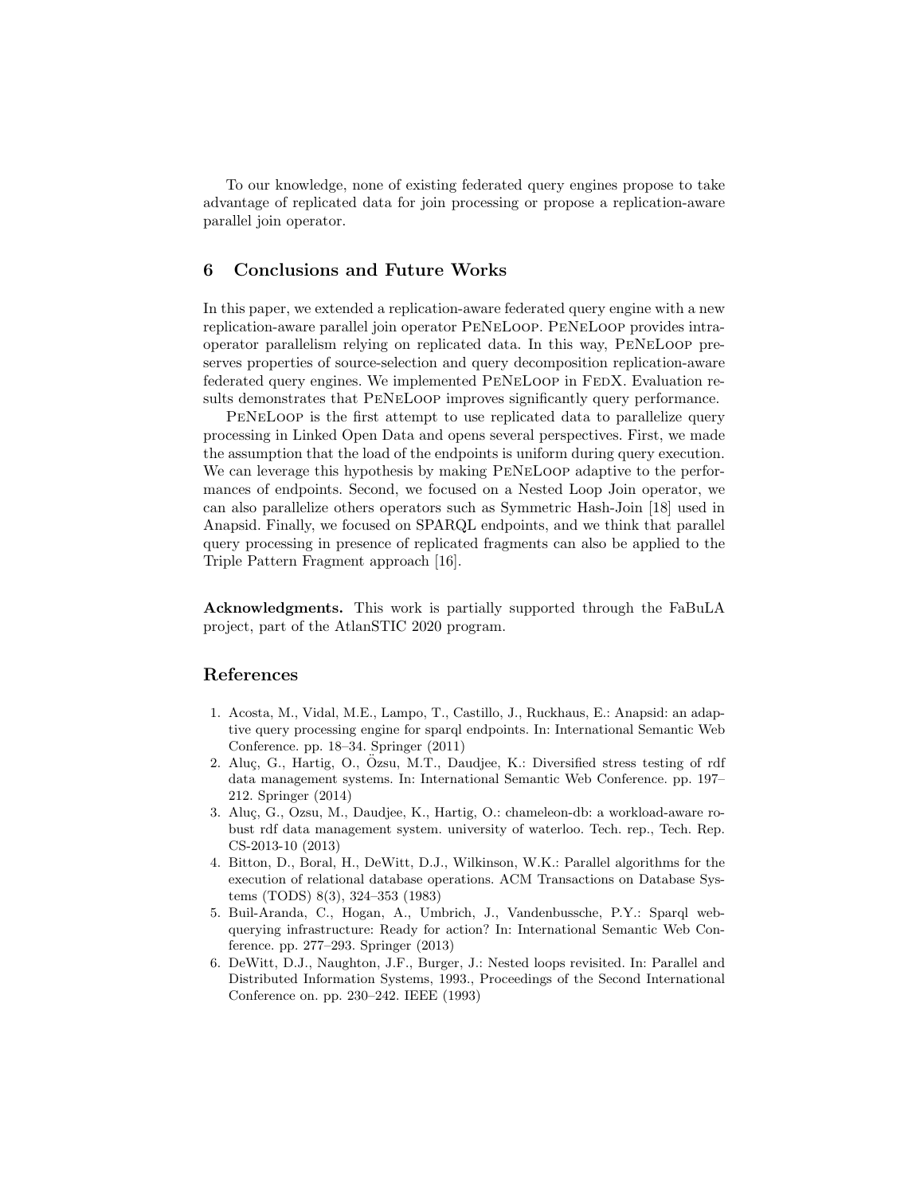To our knowledge, none of existing federated query engines propose to take advantage of replicated data for join processing or propose a replication-aware parallel join operator.

## 6 Conclusions and Future Works

In this paper, we extended a replication-aware federated query engine with a new replication-aware parallel join operator PeNeLoop. PeNeLoop provides intra-operator parallelism relying on replicated data. In this way, PeNeLoop preserves properties of source-selection and query decomposition replication-aware federated query engines. We implemented PeNeLoop in FedX. Evaluation results demonstrates that PeNeLoop improves significantly query performance.

PeNeLoop is the first attempt to use replicated data to parallelize query processing in Linked Open Data and opens several perspectives. First, we made the assumption that the load of the endpoints is uniform during query execution. We can leverage this hypothesis by making PeNeLoop adaptive to the performances of endpoints. Second, we focused on a Nested Loop Join operator, we can also parallelize others operators such as Symmetric Hash-Join [18] used in Anapsid. Finally, we focused on SPARQL endpoints, and we think that parallel query processing in presence of replicated fragments can also be applied to the Triple Pattern Fragment approach [16].

**Acknowledgments.** This work is partially supported through the FaBuLA project, part of the AtlanSTIC 2020 program.

## References

1. Acosta, M., Vidal, M.E., Lampo, T., Castillo, J., Ruckhaus, E.: Anapsid: an adaptive query processing engine for sparql endpoints. In: International Semantic Web Conference. pp. 18–34. Springer (2011)
2. Aluç, G., Hartig, O., Özsu, M.T., Daudjee, K.: Diversified stress testing of rdf data management systems. In: International Semantic Web Conference. pp. 197–212. Springer (2014)
3. Aluç, G., Ozsu, M., Daudjee, K., Hartig, O.: chameleon-db: a workload-aware robust rdf data management system. university of waterloo. Tech. rep., Tech. Rep. CS-2013-10 (2013)
4. Bitton, D., Boral, H., DeWitt, D.J., Wilkinson, W.K.: Parallel algorithms for the execution of relational database operations. ACM Transactions on Database Systems (TODS) 8(3), 324–353 (1983)
5. Buil-Aranda, C., Hogan, A., Umbrich, J., Vandenbussche, P.Y.: Sparql web-querying infrastructure: Ready for action? In: International Semantic Web Conference. pp. 277–293. Springer (2013)
6. DeWitt, D.J., Naughton, J.F., Burger, J.: Nested loops revisited. In: Parallel and Distributed Information Systems, 1993., Proceedings of the Second International Conference on. pp. 230–242. IEEE (1993)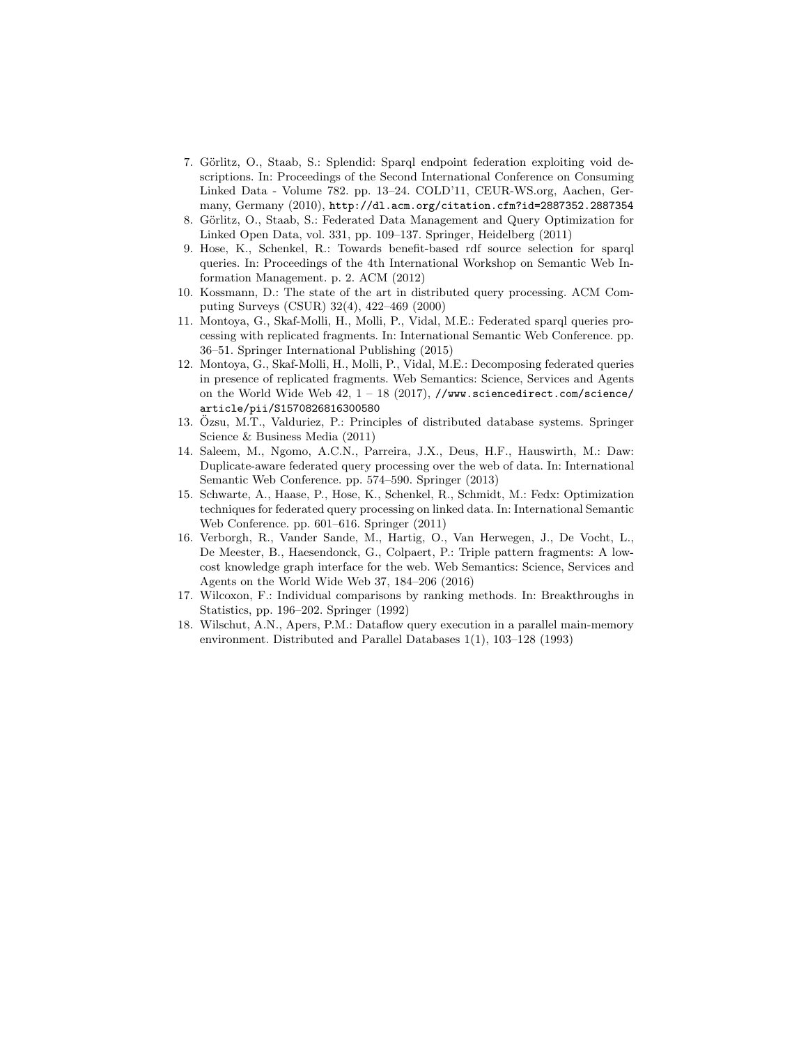7. Görlitz, O., Staab, S.: Splendid: Sparql endpoint federation exploiting void descriptions. In: Proceedings of the Second International Conference on Consuming Linked Data - Volume 782. pp. 13–24. COLD'11, CEUR-WS.org, Aachen, Germany, Germany (2010), http://dl.acm.org/citation.cfm?id=2887352.2887354
8. Görlitz, O., Staab, S.: Federated Data Management and Query Optimization for Linked Open Data, vol. 331, pp. 109–137. Springer, Heidelberg (2011)
9. Hose, K., Schenkel, R.: Towards benefit-based rdf source selection for sparql queries. In: Proceedings of the 4th International Workshop on Semantic Web Information Management. p. 2. ACM (2012)
10. Kossmann, D.: The state of the art in distributed query processing. ACM Computing Surveys (CSUR) 32(4), 422–469 (2000)
11. Montoya, G., Skaf-Molli, H., Molli, P., Vidal, M.E.: Federated sparql queries processing with replicated fragments. In: International Semantic Web Conference. pp. 36–51. Springer International Publishing (2015)
12. Montoya, G., Skaf-Molli, H., Molli, P., Vidal, M.E.: Decomposing federated queries in presence of replicated fragments. Web Semantics: Science, Services and Agents on the World Wide Web 42, 1 – 18 (2017), //www.sciencedirect.com/science/article/pii/S1570826816300580
13. Özsu, M.T., Valduriez, P.: Principles of distributed database systems. Springer Science & Business Media (2011)
14. Saleem, M., Ngomo, A.C.N., Parreira, J.X., Deus, H.F., Hauswirth, M.: Daw: Duplicate-aware federated query processing over the web of data. In: International Semantic Web Conference. pp. 574–590. Springer (2013)
15. Schwarte, A., Haase, P., Hose, K., Schenkel, R., Schmidt, M.: Fedx: Optimization techniques for federated query processing on linked data. In: International Semantic Web Conference. pp. 601–616. Springer (2011)
16. Verborgh, R., Vander Sande, M., Hartig, O., Van Herwegen, J., De Vocht, L., De Meester, B., Haesendonck, G., Colpaert, P.: Triple pattern fragments: A low-cost knowledge graph interface for the web. Web Semantics: Science, Services and Agents on the World Wide Web 37, 184–206 (2016)
17. Wilcoxon, F.: Individual comparisons by ranking methods. In: Breakthroughs in Statistics, pp. 196–202. Springer (1992)
18. Wilschut, A.N., Apers, P.M.: Dataflow query execution in a parallel main-memory environment. Distributed and Parallel Databases 1(1), 103–128 (1993)